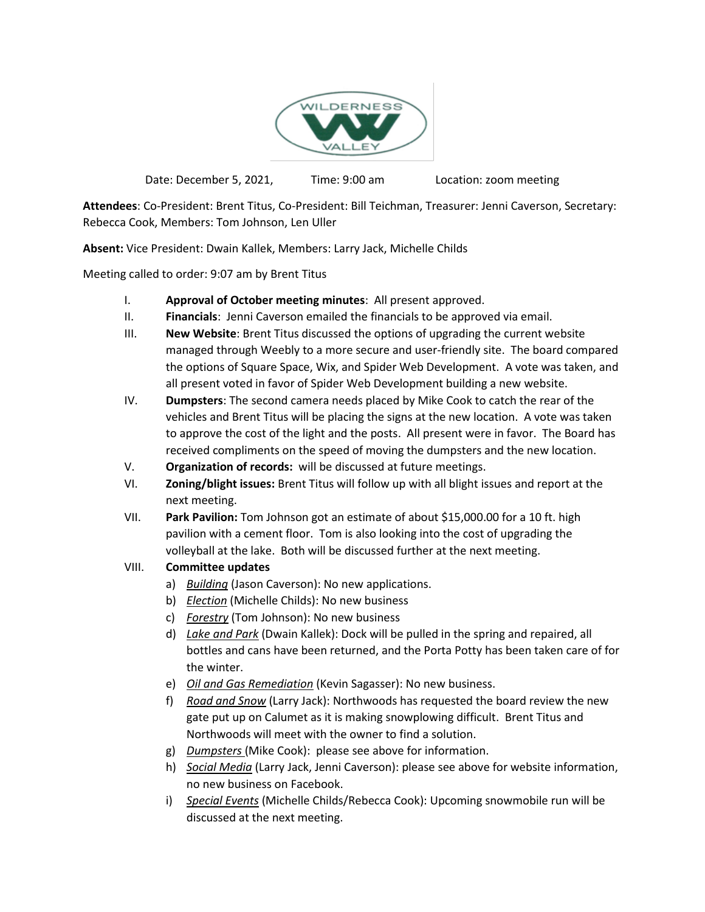WILDERNESS VALLEY

Date: December 5, 2021, Time: 9:00 am Location: zoom meeting

**Attendees**: Co-President: Brent Titus, Co-President: Bill Teichman, Treasurer: Jenni Caverson, Secretary: Rebecca Cook, Members: Tom Johnson, Len Uller

**Absent:** Vice President: Dwain Kallek, Members: Larry Jack, Michelle Childs

Meeting called to order: 9:07 am by Brent Titus

I. **Approval of October meeting minutes**: All present approved.

II. **Financials**: Jenni Caverson emailed the financials to be approved via email.

III. **New Website**: Brent Titus discussed the options of upgrading the current website managed through Weebly to a more secure and user-friendly site. The board compared the options of Square Space, Wix, and Spider Web Development. A vote was taken, and all present voted in favor of Spider Web Development building a new website.

IV. **Dumpsters**: The second camera needs placed by Mike Cook to catch the rear of the vehicles and Brent Titus will be placing the signs at the new location. A vote was taken to approve the cost of the light and the posts. All present were in favor. The Board has received compliments on the speed of moving the dumpsters and the new location.

V. **Organization of records:** will be discussed at future meetings.

VI. **Zoning/blight issues:** Brent Titus will follow up with all blight issues and report at the next meeting.

VII. **Park Pavilion:** Tom Johnson got an estimate of about $15,000.00 for a 10 ft. high pavilion with a cement floor. Tom is also looking into the cost of upgrading the volleyball at the lake. Both will be discussed further at the next meeting.

VIII. **Committee updates**

a) *Building* (Jason Caverson): No new applications.

b) *Election* (Michelle Childs): No new business

c) *Forestry* (Tom Johnson): No new business

d) *Lake and Park* (Dwain Kallek): Dock will be pulled in the spring and repaired, all bottles and cans have been returned, and the Porta Potty has been taken care of for the winter.

e) *Oil and Gas Remediation* (Kevin Sagasser): No new business.

f) *Road and Snow* (Larry Jack): Northwoods has requested the board review the new gate put up on Calumet as it is making snowplowing difficult. Brent Titus and Northwoods will meet with the owner to find a solution.

g) *Dumpsters* (Mike Cook): please see above for information.

h) *Social Media* (Larry Jack, Jenni Caverson): please see above for website information, no new business on Facebook.

i) *Special Events* (Michelle Childs/Rebecca Cook): Upcoming snowmobile run will be discussed at the next meeting.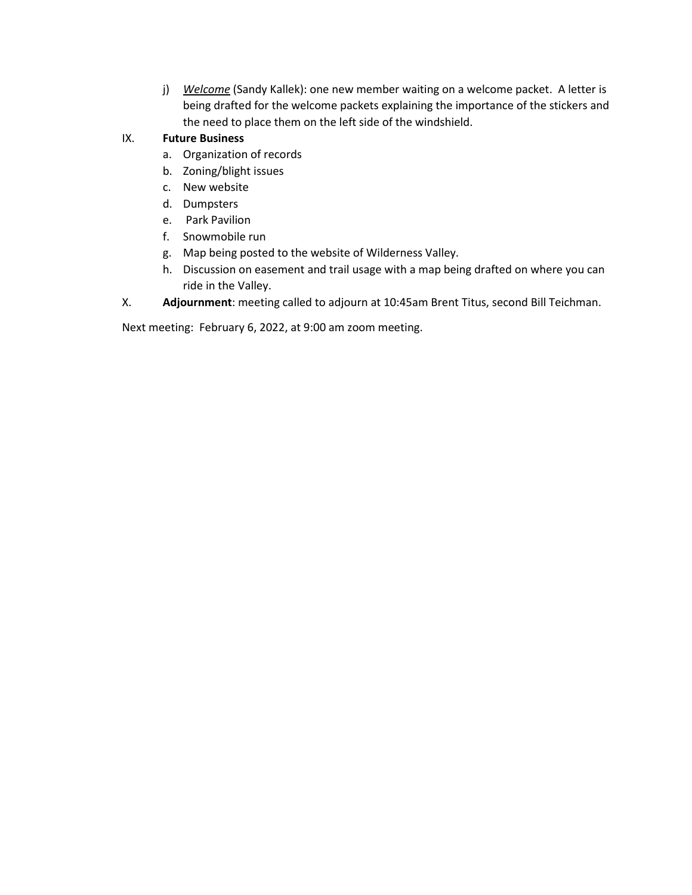j) *Welcome* (Sandy Kallek): one new member waiting on a welcome packet. A letter is being drafted for the welcome packets explaining the importance of the stickers and the need to place them on the left side of the windshield.

IX. **Future Business**

a. Organization of records
b. Zoning/blight issues
c. New website
d. Dumpsters
e. Park Pavilion
f. Snowmobile run
g. Map being posted to the website of Wilderness Valley.
h. Discussion on easement and trail usage with a map being drafted on where you can ride in the Valley.

X. **Adjournment**: meeting called to adjourn at 10:45am Brent Titus, second Bill Teichman.

Next meeting: February 6, 2022, at 9:00 am zoom meeting.